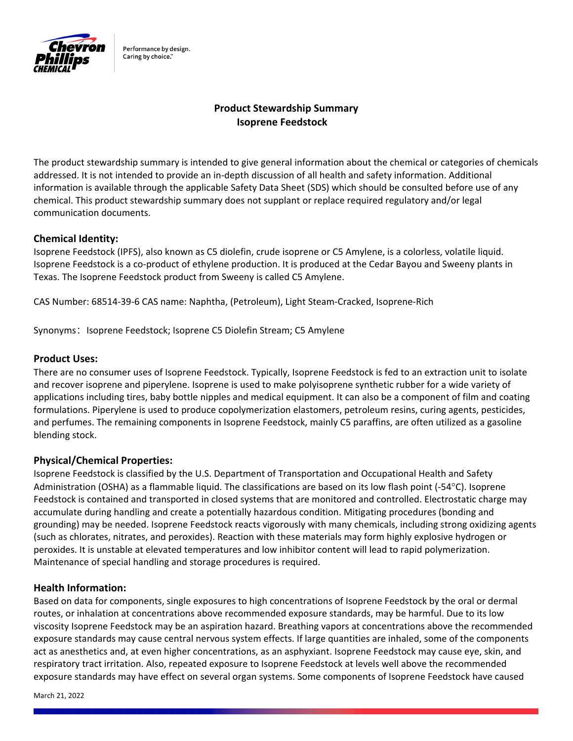# Product Stewardship Summary
## Isoprene Feedstock

The product stewardship summary is intended to give general information about the chemical or categories of chemicals addressed. It is not intended to provide an in-depth discussion of all health and safety information. Additional information is available through the applicable Safety Data Sheet (SDS) which should be consulted before use of any chemical. This product stewardship summary does not supplant or replace required regulatory and/or legal communication documents.

### Chemical Identity:

Isoprene Feedstock (IPFS), also known as C5 diolefin, crude isoprene or C5 Amylene, is a colorless, volatile liquid. Isoprene Feedstock is a co-product of ethylene production. It is produced at the Cedar Bayou and Sweeny plants in Texas. The Isoprene Feedstock product from Sweeny is called C5 Amylene.

CAS Number: 68514-39-6 CAS name: Naphtha, (Petroleum), Light Steam-Cracked, Isoprene-Rich

Synonyms：Isoprene Feedstock; Isoprene C5 Diolefin Stream; C5 Amylene

### Product Uses:

There are no consumer uses of Isoprene Feedstock. Typically, Isoprene Feedstock is fed to an extraction unit to isolate and recover isoprene and piperylene. Isoprene is used to make polyisoprene synthetic rubber for a wide variety of applications including tires, baby bottle nipples and medical equipment. It can also be a component of film and coating formulations. Piperylene is used to produce copolymerization elastomers, petroleum resins, curing agents, pesticides, and perfumes. The remaining components in Isoprene Feedstock, mainly C5 paraffins, are often utilized as a gasoline blending stock.

### Physical/Chemical Properties:

Isoprene Feedstock is classified by the U.S. Department of Transportation and Occupational Health and Safety Administration (OSHA) as a flammable liquid. The classifications are based on its low flash point (-54°C). Isoprene Feedstock is contained and transported in closed systems that are monitored and controlled. Electrostatic charge may accumulate during handling and create a potentially hazardous condition. Mitigating procedures (bonding and grounding) may be needed. Isoprene Feedstock reacts vigorously with many chemicals, including strong oxidizing agents (such as chlorates, nitrates, and peroxides). Reaction with these materials may form highly explosive hydrogen or peroxides. It is unstable at elevated temperatures and low inhibitor content will lead to rapid polymerization. Maintenance of special handling and storage procedures is required.

### Health Information:

Based on data for components, single exposures to high concentrations of Isoprene Feedstock by the oral or dermal routes, or inhalation at concentrations above recommended exposure standards, may be harmful. Due to its low viscosity Isoprene Feedstock may be an aspiration hazard. Breathing vapors at concentrations above the recommended exposure standards may cause central nervous system effects. If large quantities are inhaled, some of the components act as anesthetics and, at even higher concentrations, as an asphyxiant. Isoprene Feedstock may cause eye, skin, and respiratory tract irritation. Also, repeated exposure to Isoprene Feedstock at levels well above the recommended exposure standards may have effect on several organ systems. Some components of Isoprene Feedstock have caused

March 21, 2022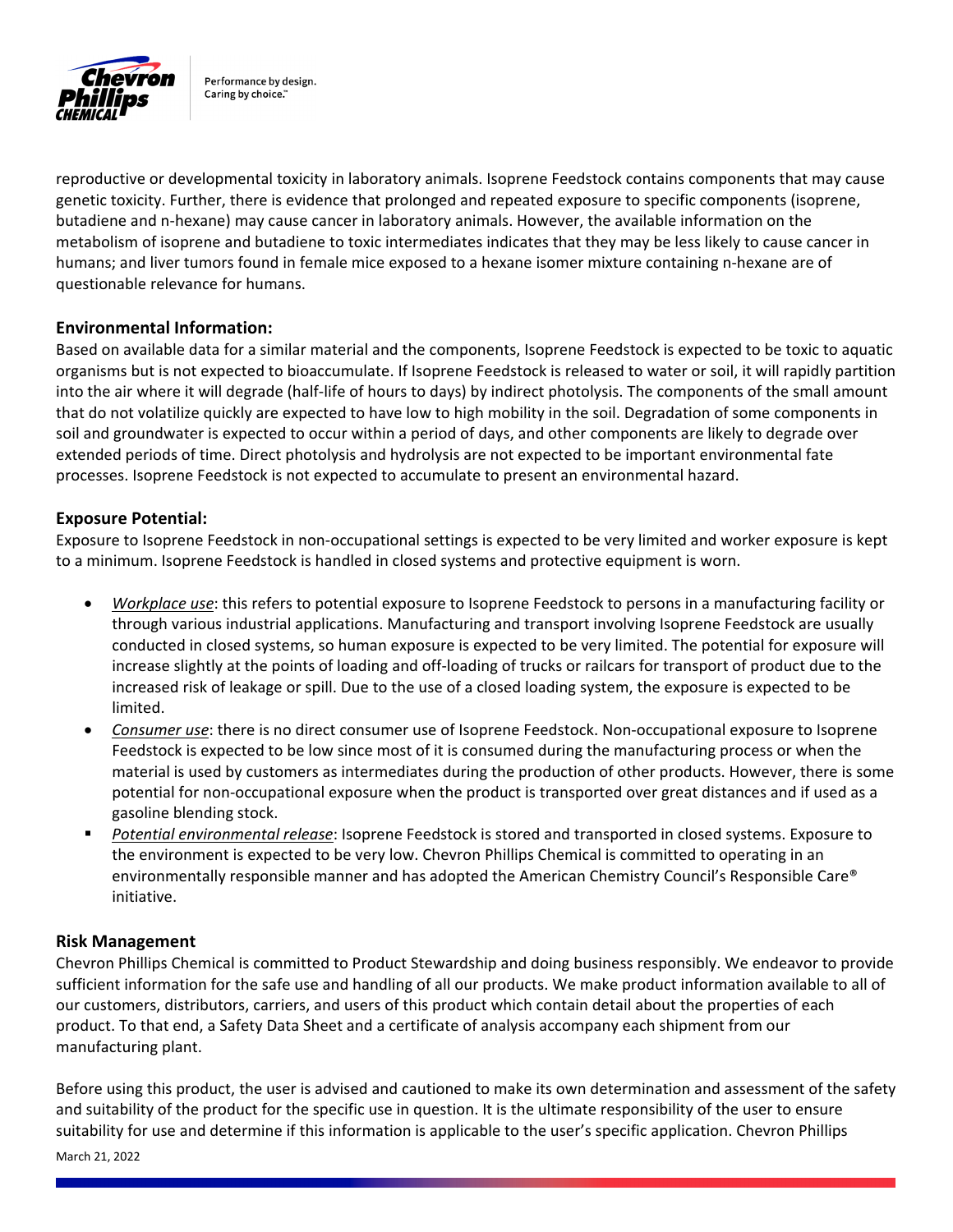reproductive or developmental toxicity in laboratory animals. Isoprene Feedstock contains components that may cause genetic toxicity. Further, there is evidence that prolonged and repeated exposure to specific components (isoprene, butadiene and n-hexane) may cause cancer in laboratory animals. However, the available information on the metabolism of isoprene and butadiene to toxic intermediates indicates that they may be less likely to cause cancer in humans; and liver tumors found in female mice exposed to a hexane isomer mixture containing n-hexane are of questionable relevance for humans.

## Environmental Information:

Based on available data for a similar material and the components, Isoprene Feedstock is expected to be toxic to aquatic organisms but is not expected to bioaccumulate. If Isoprene Feedstock is released to water or soil, it will rapidly partition into the air where it will degrade (half-life of hours to days) by indirect photolysis. The components of the small amount that do not volatilize quickly are expected to have low to high mobility in the soil. Degradation of some components in soil and groundwater is expected to occur within a period of days, and other components are likely to degrade over extended periods of time. Direct photolysis and hydrolysis are not expected to be important environmental fate processes. Isoprene Feedstock is not expected to accumulate to present an environmental hazard.

## Exposure Potential:

Exposure to Isoprene Feedstock in non-occupational settings is expected to be very limited and worker exposure is kept to a minimum. Isoprene Feedstock is handled in closed systems and protective equipment is worn.

- *Workplace use*: this refers to potential exposure to Isoprene Feedstock to persons in a manufacturing facility or through various industrial applications. Manufacturing and transport involving Isoprene Feedstock are usually conducted in closed systems, so human exposure is expected to be very limited. The potential for exposure will increase slightly at the points of loading and off-loading of trucks or railcars for transport of product due to the increased risk of leakage or spill. Due to the use of a closed loading system, the exposure is expected to be limited.
- *Consumer use*: there is no direct consumer use of Isoprene Feedstock. Non-occupational exposure to Isoprene Feedstock is expected to be low since most of it is consumed during the manufacturing process or when the material is used by customers as intermediates during the production of other products. However, there is some potential for non-occupational exposure when the product is transported over great distances and if used as a gasoline blending stock.
- *Potential environmental release*: Isoprene Feedstock is stored and transported in closed systems. Exposure to the environment is expected to be very low. Chevron Phillips Chemical is committed to operating in an environmentally responsible manner and has adopted the American Chemistry Council's Responsible Care® initiative.

## Risk Management

Chevron Phillips Chemical is committed to Product Stewardship and doing business responsibly. We endeavor to provide sufficient information for the safe use and handling of all our products. We make product information available to all of our customers, distributors, carriers, and users of this product which contain detail about the properties of each product. To that end, a Safety Data Sheet and a certificate of analysis accompany each shipment from our manufacturing plant.

Before using this product, the user is advised and cautioned to make its own determination and assessment of the safety and suitability of the product for the specific use in question. It is the ultimate responsibility of the user to ensure suitability for use and determine if this information is applicable to the user's specific application. Chevron Phillips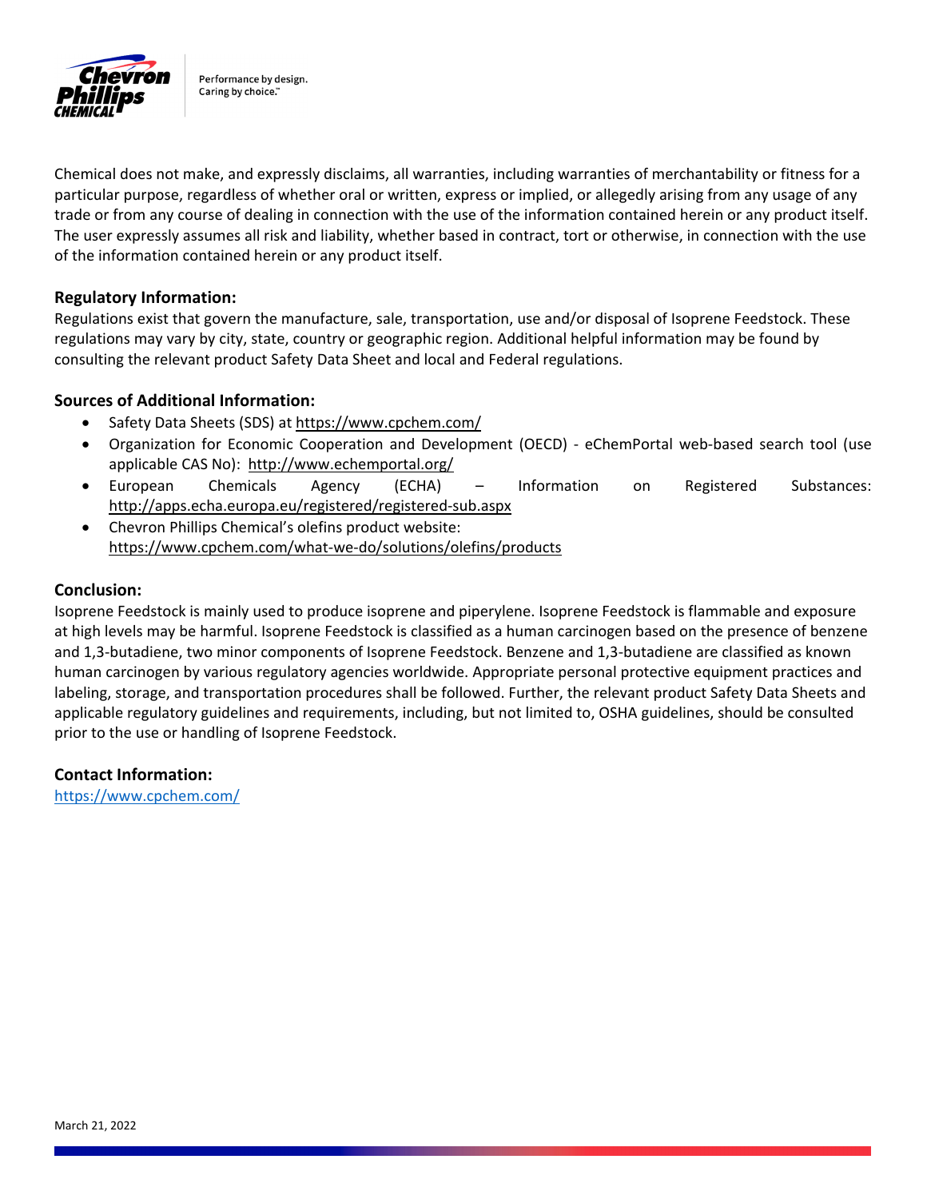Chemical does not make, and expressly disclaims, all warranties, including warranties of merchantability or fitness for a particular purpose, regardless of whether oral or written, express or implied, or allegedly arising from any usage of any trade or from any course of dealing in connection with the use of the information contained herein or any product itself. The user expressly assumes all risk and liability, whether based in contract, tort or otherwise, in connection with the use of the information contained herein or any product itself.

## Regulatory Information:

Regulations exist that govern the manufacture, sale, transportation, use and/or disposal of Isoprene Feedstock. These regulations may vary by city, state, country or geographic region. Additional helpful information may be found by consulting the relevant product Safety Data Sheet and local and Federal regulations.

## Sources of Additional Information:

- Safety Data Sheets (SDS) at https://www.cpchem.com/
- Organization for Economic Cooperation and Development (OECD) - eChemPortal web-based search tool (use applicable CAS No): http://www.echemportal.org/
- European Chemicals Agency (ECHA) – Information on Registered Substances: http://apps.echa.europa.eu/registered/registered-sub.aspx
- Chevron Phillips Chemical's olefins product website: https://www.cpchem.com/what-we-do/solutions/olefins/products

## Conclusion:

Isoprene Feedstock is mainly used to produce isoprene and piperylene. Isoprene Feedstock is flammable and exposure at high levels may be harmful. Isoprene Feedstock is classified as a human carcinogen based on the presence of benzene and 1,3-butadiene, two minor components of Isoprene Feedstock. Benzene and 1,3-butadiene are classified as known human carcinogen by various regulatory agencies worldwide. Appropriate personal protective equipment practices and labeling, storage, and transportation procedures shall be followed. Further, the relevant product Safety Data Sheets and applicable regulatory guidelines and requirements, including, but not limited to, OSHA guidelines, should be consulted prior to the use or handling of Isoprene Feedstock.

## Contact Information:

https://www.cpchem.com/

March 21, 2022